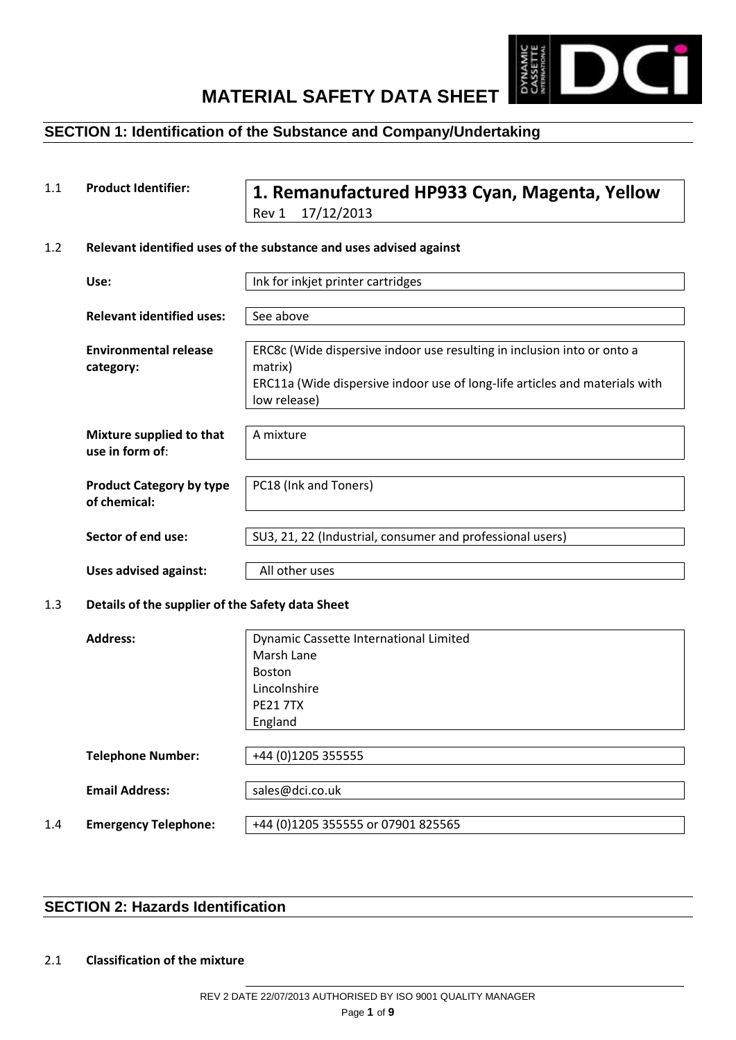# MATERIAL SAFETY DATA SHEET

## SECTION 1: Identification of the Substance and Company/Undertaking

**1.1 Product Identifier:**

**1. Remanufactured HP933 Cyan, Magenta, Yellow**
Rev 1 17/12/2013

**1.2 Relevant identified uses of the substance and uses advised against**

| | |
|---|---|
| **Use:** | Ink for inkjet printer cartridges |
| **Relevant identified uses:** | See above |
| **Environmental release category:** | ERC8c (Wide dispersive indoor use resulting in inclusion into or onto a matrix)<br>ERC11a (Wide dispersive indoor use of long-life articles and materials with low release) |
| **Mixture supplied to that use in form of:** | A mixture |
| **Product Category by type of chemical:** | PC18 (Ink and Toners) |
| **Sector of end use:** | SU3, 21, 22 (Industrial, consumer and professional users) |
| **Uses advised against:** | All other uses |

**1.3 Details of the supplier of the Safety data Sheet**

| | |
|---|---|
| **Address:** | Dynamic Cassette International Limited<br>Marsh Lane<br>Boston<br>Lincolnshire<br>PE21 7TX<br>England |
| **Telephone Number:** | +44 (0)1205 355555 |
| **Email Address:** | sales@dci.co.uk |

**1.4 Emergency Telephone:** +44 (0)1205 355555 or 07901 825565

## SECTION 2: Hazards Identification

**2.1 Classification of the mixture**

REV 2 DATE 22/07/2013 AUTHORISED BY ISO 9001 QUALITY MANAGER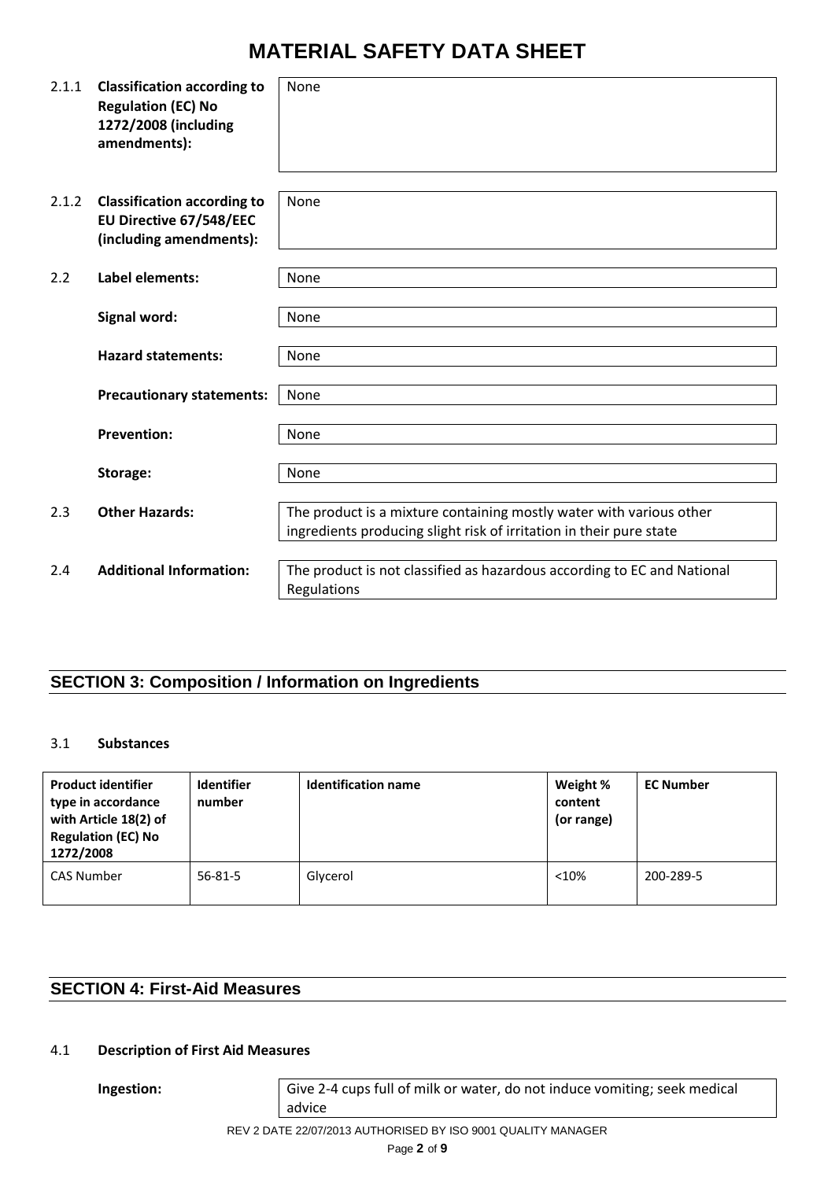# MATERIAL SAFETY DATA SHEET

| | | |
|---|---|---|
| 2.1.1 | **Classification according to Regulation (EC) No 1272/2008 (including amendments):** | None |
| 2.1.2 | **Classification according to EU Directive 67/548/EEC (including amendments):** | None |
| 2.2 | **Label elements:** | None |
| | **Signal word:** | None |
| | **Hazard statements:** | None |
| | **Precautionary statements:** | None |
| | **Prevention:** | None |
| | **Storage:** | None |
| 2.3 | **Other Hazards:** | The product is a mixture containing mostly water with various other ingredients producing slight risk of irritation in their pure state |
| 2.4 | **Additional Information:** | The product is not classified as hazardous according to EC and National Regulations |

## SECTION 3: Composition / Information on Ingredients

### 3.1 Substances

| Product identifier type in accordance with Article 18(2) of Regulation (EC) No 1272/2008 | Identifier number | Identification name | Weight % content (or range) | EC Number |
|---|---|---|---|---|
| CAS Number | 56-81-5 | Glycerol | <10% | 200-289-5 |

## SECTION 4: First-Aid Measures

### 4.1 Description of First Aid Measures

| | |
|---|---|
| **Ingestion:** | Give 2-4 cups full of milk or water, do not induce vomiting; seek medical advice |

REV 2 DATE 22/07/2013 AUTHORISED BY ISO 9001 QUALITY MANAGER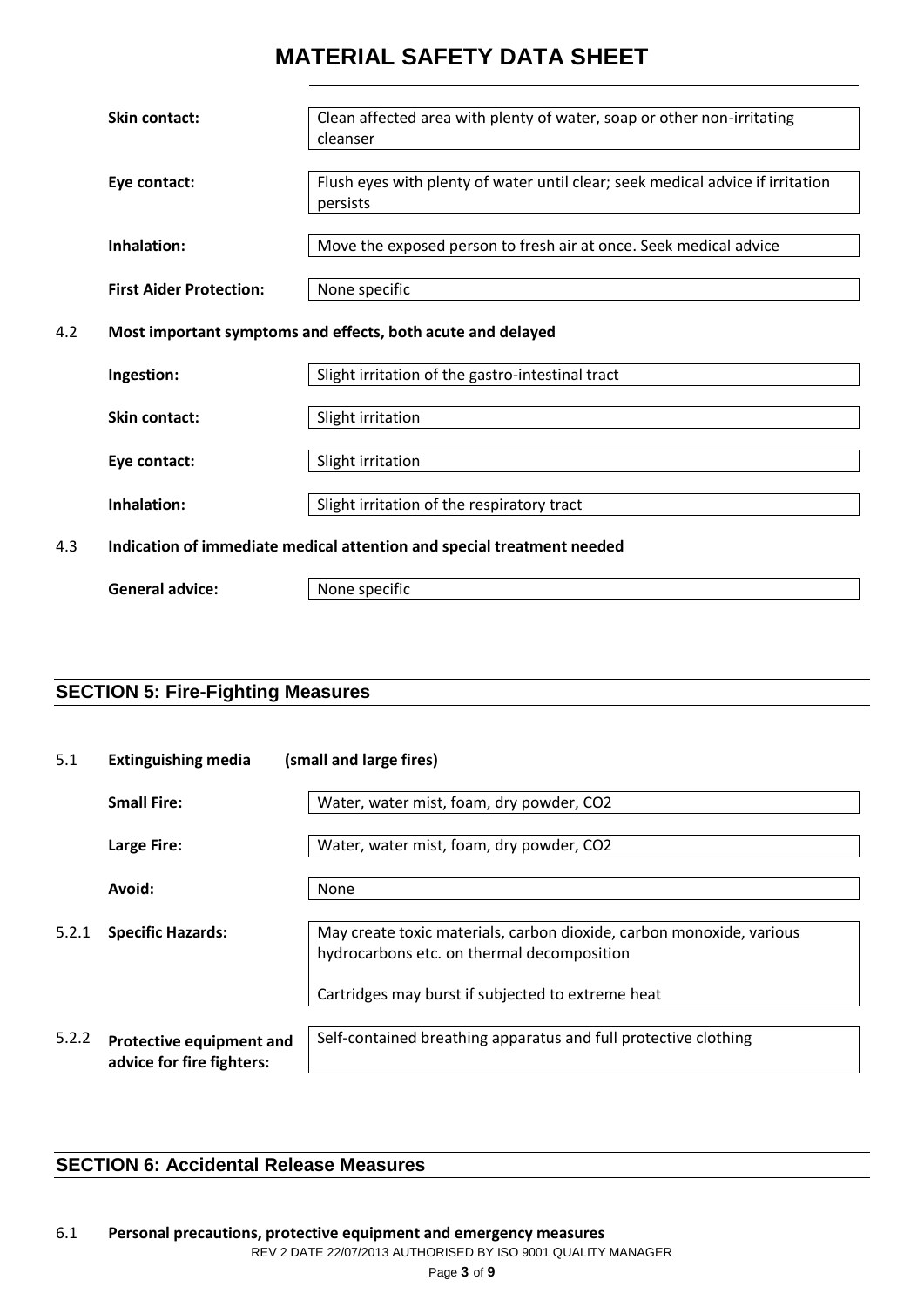| | |
|---|---|
| **Skin contact:** | Clean affected area with plenty of water, soap or other non-irritating cleanser |
| **Eye contact:** | Flush eyes with plenty of water until clear; seek medical advice if irritation persists |
| **Inhalation:** | Move the exposed person to fresh air at once. Seek medical advice |
| **First Aider Protection:** | None specific |

**4.2 Most important symptoms and effects, both acute and delayed**

| | |
|---|---|
| **Ingestion:** | Slight irritation of the gastro-intestinal tract |
| **Skin contact:** | Slight irritation |
| **Eye contact:** | Slight irritation |
| **Inhalation:** | Slight irritation of the respiratory tract |

**4.3 Indication of immediate medical attention and special treatment needed**

| | |
|---|---|
| **General advice:** | None specific |

## SECTION 5: Fire-Fighting Measures

**5.1 Extinguishing media (small and large fires)**

| | |
|---|---|
| **Small Fire:** | Water, water mist, foam, dry powder, $CO_2$ |
| **Large Fire:** | Water, water mist, foam, dry powder, $CO_2$ |
| **Avoid:** | None |
| **5.2.1 Specific Hazards:** | May create toxic materials, carbon dioxide, carbon monoxide, various hydrocarbons etc. on thermal decomposition<br><br>Cartridges may burst if subjected to extreme heat |
| **5.2.2 Protective equipment and advice for fire fighters:** | Self-contained breathing apparatus and full protective clothing |

## SECTION 6: Accidental Release Measures

**6.1 Personal precautions, protective equipment and emergency measures**

REV 2 DATE 22/07/2013 AUTHORISED BY ISO 9001 QUALITY MANAGER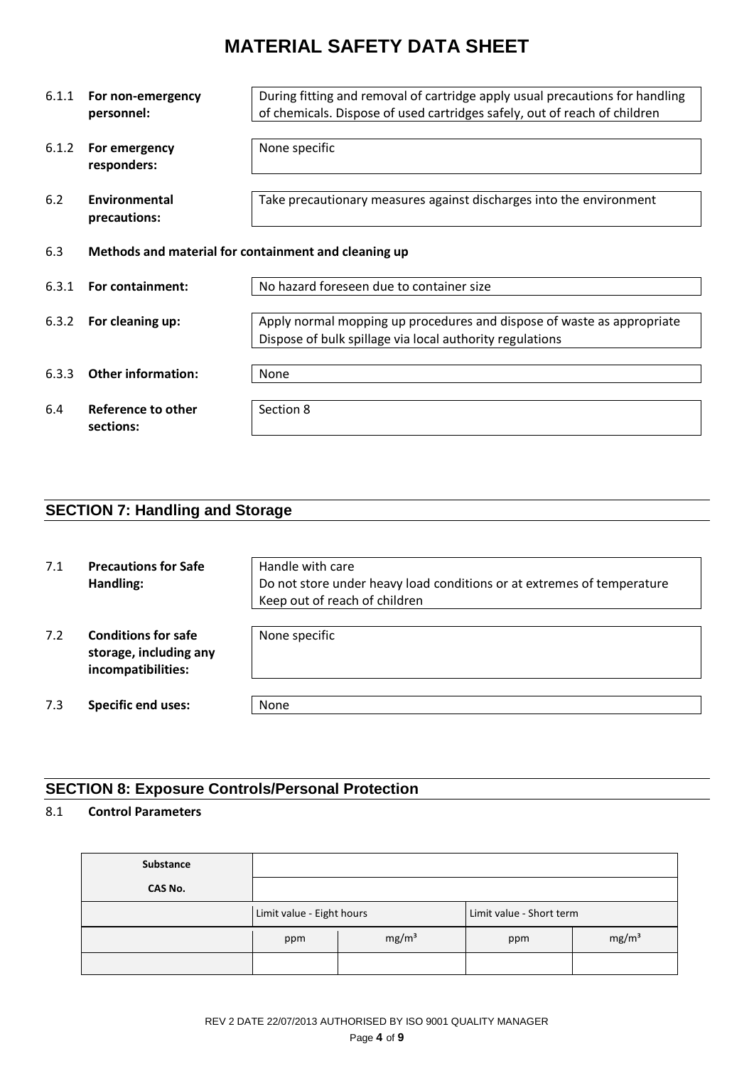# MATERIAL SAFETY DATA SHEET

| | | |
|---|---|---|
| 6.1.1 | **For non-emergency personnel:** | During fitting and removal of cartridge apply usual precautions for handling of chemicals. Dispose of used cartridges safely, out of reach of children |
| 6.1.2 | **For emergency responders:** | None specific |
| 6.2 | **Environmental precautions:** | Take precautionary measures against discharges into the environment |

6.3 **Methods and material for containment and cleaning up**

| | | |
|---|---|---|
| 6.3.1 | **For containment:** | No hazard foreseen due to container size |
| 6.3.2 | **For cleaning up:** | Apply normal mopping up procedures and dispose of waste as appropriate<br>Dispose of bulk spillage via local authority regulations |
| 6.3.3 | **Other information:** | None |
| 6.4 | **Reference to other sections:** | Section 8 |

## SECTION 7: Handling and Storage

| | | |
|---|---|---|
| 7.1 | **Precautions for Safe Handling:** | Handle with care<br>Do not store under heavy load conditions or at extremes of temperature<br>Keep out of reach of children |
| 7.2 | **Conditions for safe storage, including any incompatibilities:** | None specific |
| 7.3 | **Specific end uses:** | None |

## SECTION 8: Exposure Controls/Personal Protection

8.1 **Control Parameters**

| **Substance** | | | | |
|---|---|---|---|---|
| **CAS No.** | | | | |
| | Limit value - Eight hours | | Limit value - Short term | |
| | ppm | $mg/m^3$ | ppm | $mg/m^3$ |
| | | | | |

REV 2 DATE 22/07/2013 AUTHORISED BY ISO 9001 QUALITY MANAGER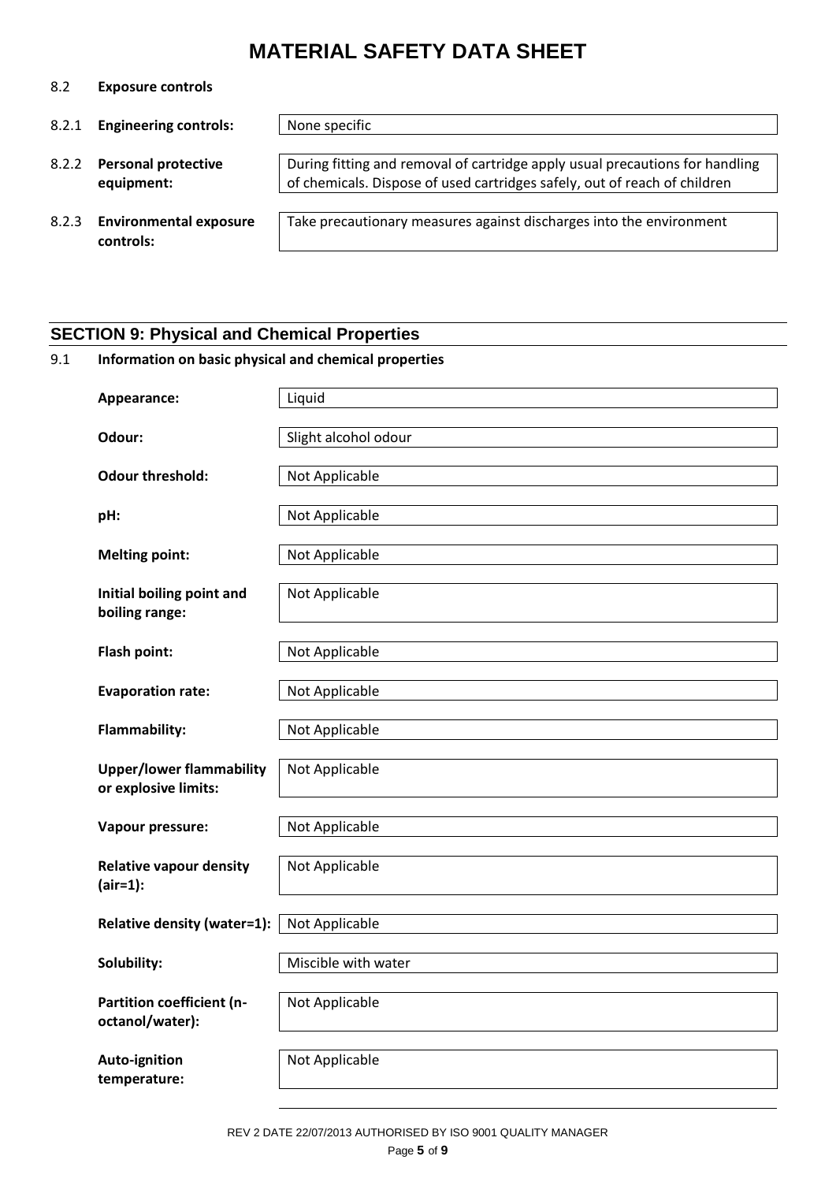# MATERIAL SAFETY DATA SHEET

**8.2 Exposure controls**

| | | |
|---|---|---|
| 8.2.1 | **Engineering controls:** | None specific |
| 8.2.2 | **Personal protective equipment:** | During fitting and removal of cartridge apply usual precautions for handling of chemicals. Dispose of used cartridges safely, out of reach of children |
| 8.2.3 | **Environmental exposure controls:** | Take precautionary measures against discharges into the environment |

## SECTION 9: Physical and Chemical Properties

**9.1 Information on basic physical and chemical properties**

| | |
|---|---|
| **Appearance:** | Liquid |
| **Odour:** | Slight alcohol odour |
| **Odour threshold:** | Not Applicable |
| **pH:** | Not Applicable |
| **Melting point:** | Not Applicable |
| **Initial boiling point and boiling range:** | Not Applicable |
| **Flash point:** | Not Applicable |
| **Evaporation rate:** | Not Applicable |
| **Flammability:** | Not Applicable |
| **Upper/lower flammability or explosive limits:** | Not Applicable |
| **Vapour pressure:** | Not Applicable |
| **Relative vapour density (air=1):** | Not Applicable |
| **Relative density (water=1):** | Not Applicable |
| **Solubility:** | Miscible with water |
| **Partition coefficient (n-octanol/water):** | Not Applicable |
| **Auto-ignition temperature:** | Not Applicable |

REV 2 DATE 22/07/2013 AUTHORISED BY ISO 9001 QUALITY MANAGER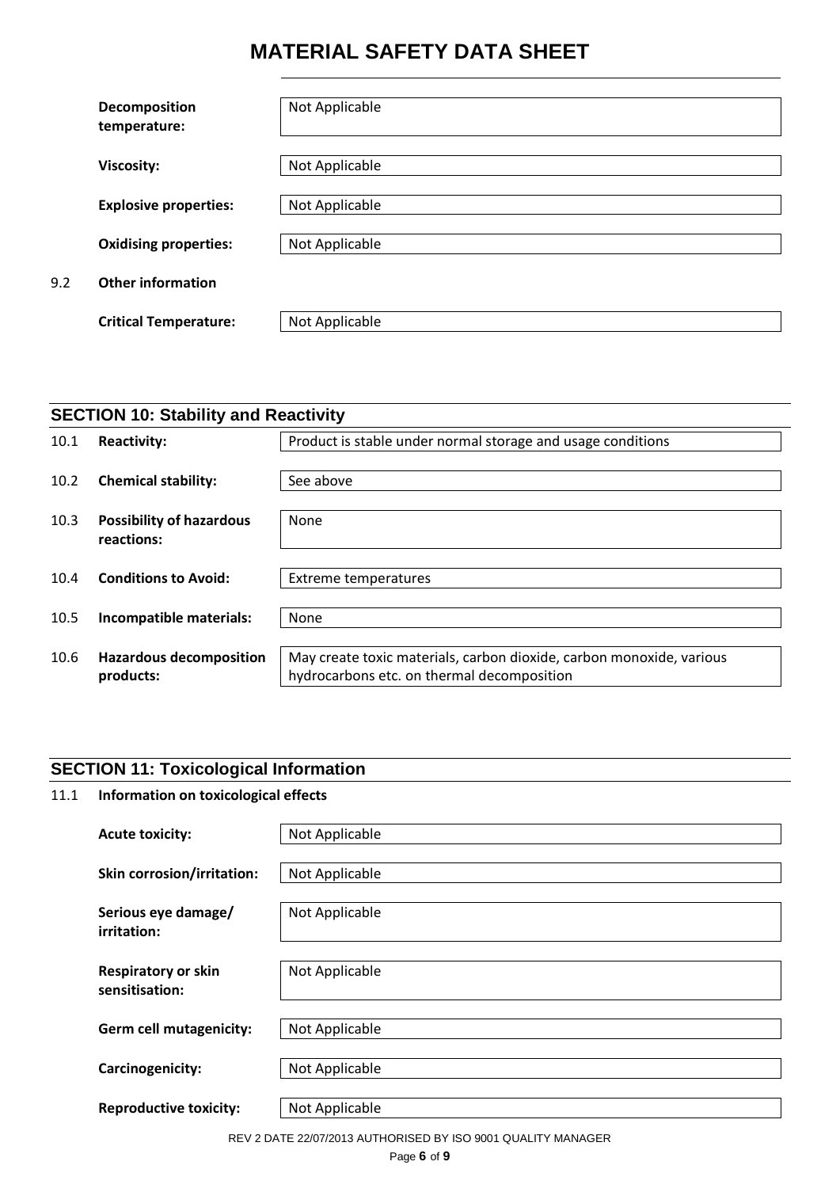| | | |
|---|---|---|
| | **Decomposition temperature:** | Not Applicable |
| | **Viscosity:** | Not Applicable |
| | **Explosive properties:** | Not Applicable |
| | **Oxidising properties:** | Not Applicable |
| 9.2 | **Other information** | |
| | **Critical Temperature:** | Not Applicable |

## SECTION 10: Stability and Reactivity

| | | |
|---|---|---|
| 10.1 | **Reactivity:** | Product is stable under normal storage and usage conditions |
| 10.2 | **Chemical stability:** | See above |
| 10.3 | **Possibility of hazardous reactions:** | None |
| 10.4 | **Conditions to Avoid:** | Extreme temperatures |
| 10.5 | **Incompatible materials:** | None |
| 10.6 | **Hazardous decomposition products:** | May create toxic materials, carbon dioxide, carbon monoxide, various hydrocarbons etc. on thermal decomposition |

## SECTION 11: Toxicological Information

11.1 **Information on toxicological effects**

| | |
|---|---|
| **Acute toxicity:** | Not Applicable |
| **Skin corrosion/irritation:** | Not Applicable |
| **Serious eye damage/ irritation:** | Not Applicable |
| **Respiratory or skin sensitisation:** | Not Applicable |
| **Germ cell mutagenicity:** | Not Applicable |
| **Carcinogenicity:** | Not Applicable |
| **Reproductive toxicity:** | Not Applicable |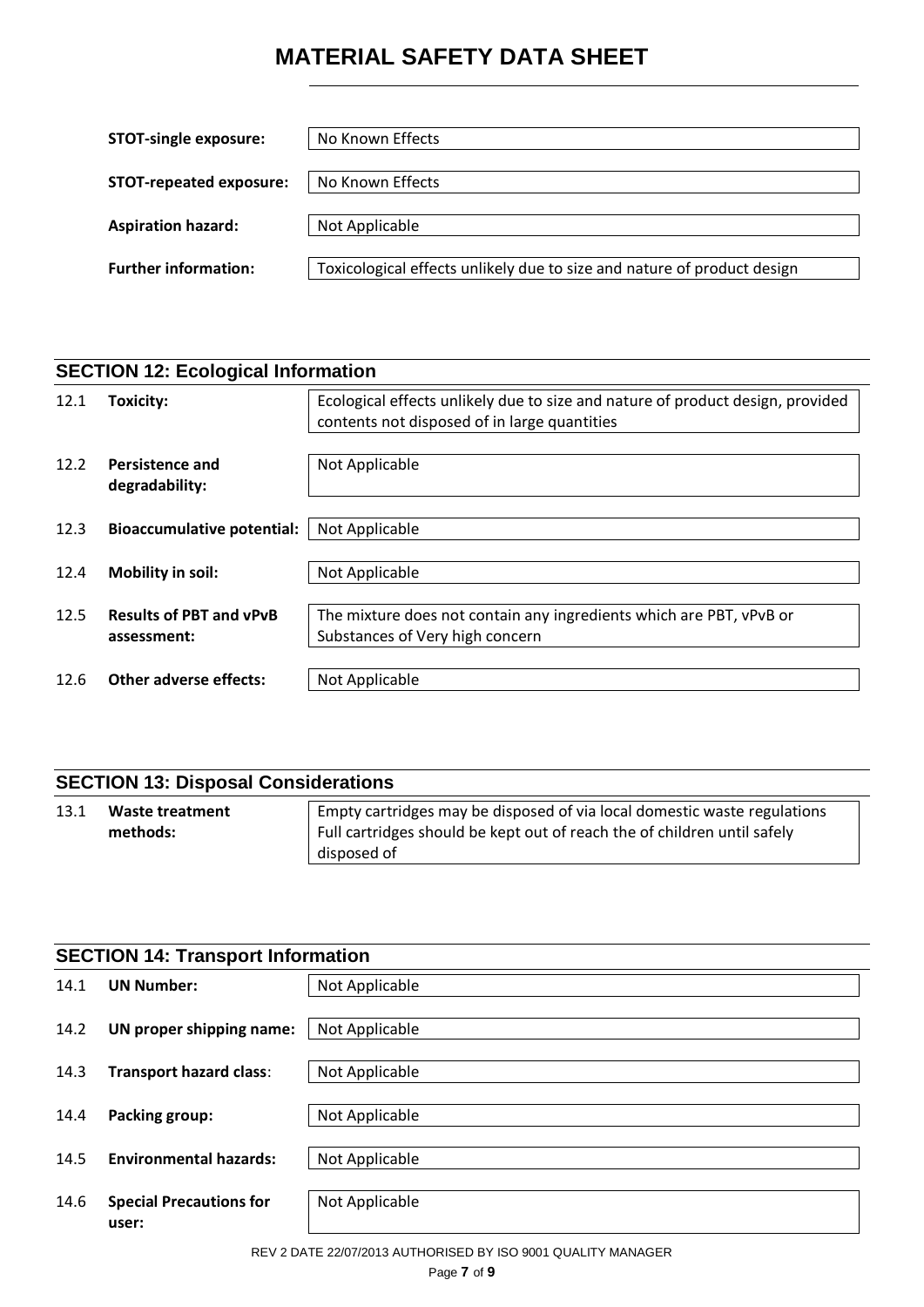| | |
|---|---|
| **STOT-single exposure:** | No Known Effects |
| **STOT-repeated exposure:** | No Known Effects |
| **Aspiration hazard:** | Not Applicable |
| **Further information:** | Toxicological effects unlikely due to size and nature of product design |

## SECTION 12: Ecological Information

| | | |
|---|---|---|
| 12.1 | **Toxicity:** | Ecological effects unlikely due to size and nature of product design, provided contents not disposed of in large quantities |
| 12.2 | **Persistence and degradability:** | Not Applicable |
| 12.3 | **Bioaccumulative potential:** | Not Applicable |
| 12.4 | **Mobility in soil:** | Not Applicable |
| 12.5 | **Results of PBT and vPvB assessment:** | The mixture does not contain any ingredients which are PBT, vPvB or Substances of Very high concern |
| 12.6 | **Other adverse effects:** | Not Applicable |

## SECTION 13: Disposal Considerations

| | | |
|---|---|---|
| 13.1 | **Waste treatment methods:** | Empty cartridges may be disposed of via local domestic waste regulations Full cartridges should be kept out of reach of the children until safely disposed of |

## SECTION 14: Transport Information

| | | |
|---|---|---|
| 14.1 | **UN Number:** | Not Applicable |
| 14.2 | **UN proper shipping name:** | Not Applicable |
| 14.3 | **Transport hazard class**: | Not Applicable |
| 14.4 | **Packing group:** | Not Applicable |
| 14.5 | **Environmental hazards:** | Not Applicable |
| 14.6 | **Special Precautions for user:** | Not Applicable |

REV 2 DATE 22/07/2013 AUTHORISED BY ISO 9001 QUALITY MANAGER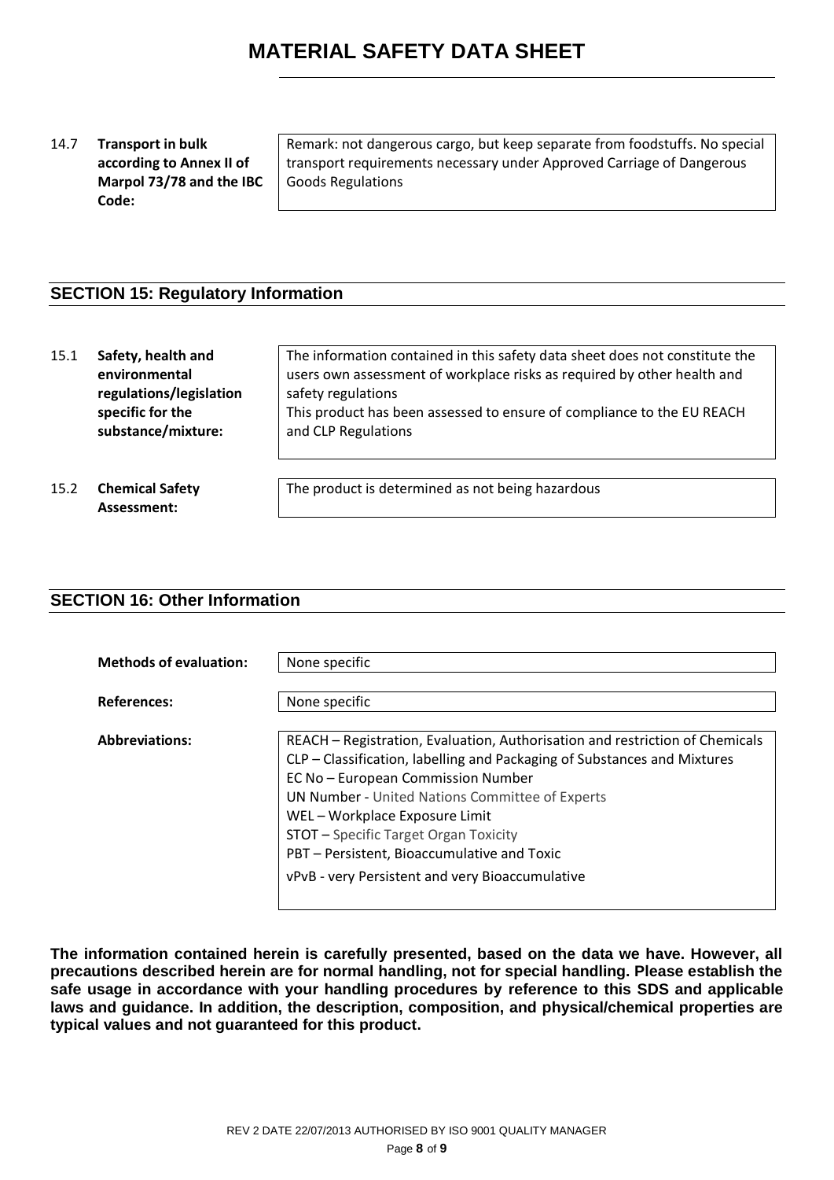| | | |
|---|---|---|
| 14.7 | **Transport in bulk according to Annex II of Marpol 73/78 and the IBC Code:** | Remark: not dangerous cargo, but keep separate from foodstuffs. No special transport requirements necessary under Approved Carriage of Dangerous Goods Regulations |

## SECTION 15: Regulatory Information

| | | |
|---|---|---|
| 15.1 | **Safety, health and environmental regulations/legislation specific for the substance/mixture:** | The information contained in this safety data sheet does not constitute the users own assessment of workplace risks as required by other health and safety regulations<br>This product has been assessed to ensure of compliance to the EU REACH and CLP Regulations |
| 15.2 | **Chemical Safety Assessment:** | The product is determined as not being hazardous |

## SECTION 16: Other Information

| | |
|---|---|
| **Methods of evaluation:** | None specific |
| **References:** | None specific |
| **Abbreviations:** | REACH – Registration, Evaluation, Authorisation and restriction of Chemicals<br>CLP – Classification, labelling and Packaging of Substances and Mixtures<br>EC No – European Commission Number<br>UN Number - United Nations Committee of Experts<br>WEL – Workplace Exposure Limit<br>STOT – Specific Target Organ Toxicity<br>PBT – Persistent, Bioaccumulative and Toxic<br>vPvB - very Persistent and very Bioaccumulative |

**The information contained herein is carefully presented, based on the data we have. However, all precautions described herein are for normal handling, not for special handling. Please establish the safe usage in accordance with your handling procedures by reference to this SDS and applicable laws and guidance. In addition, the description, composition, and physical/chemical properties are typical values and not guaranteed for this product.**

REV 2 DATE 22/07/2013 AUTHORISED BY ISO 9001 QUALITY MANAGER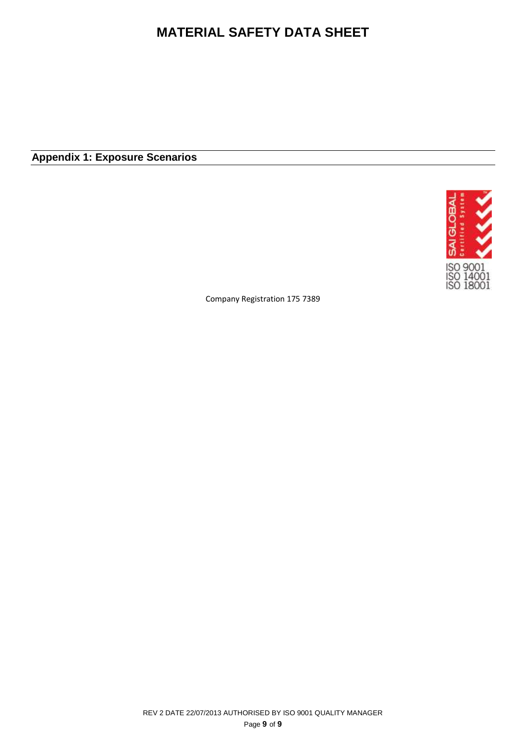## Appendix 1: Exposure Scenarios

Company Registration 175 7389